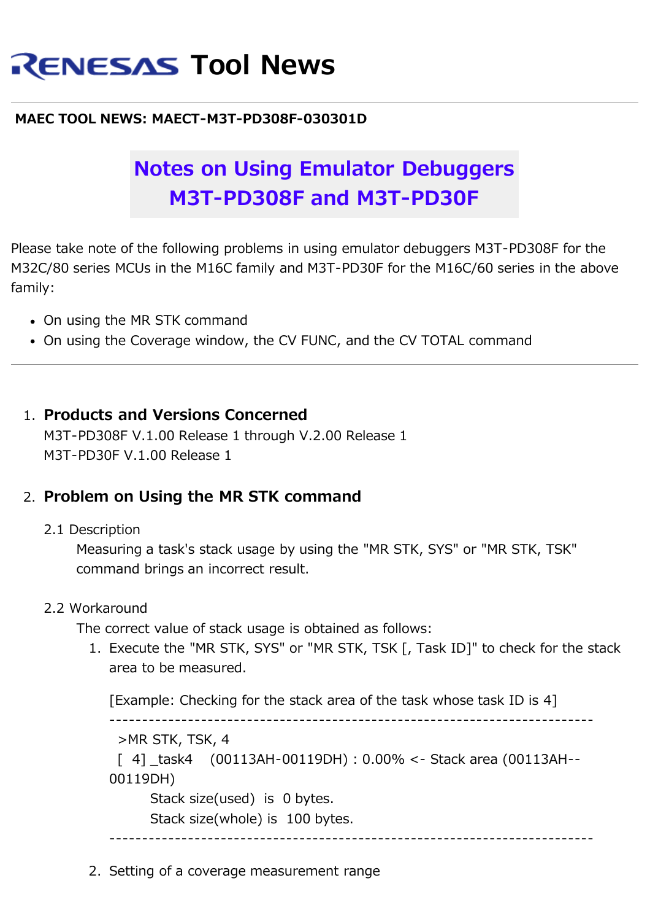# RENESAS Tool News

**MAEC TOOL NEWS: MAECT-M3T-PD308F-030301D**

## Notes on Using Emulator Debuggers M3T-PD308F and M3T-PD30F

Please take note of the following problems in using emulator debuggers M3T-PD308F for the M32C/80 series MCUs in the M16C family and M3T-PD30F for the M16C/60 series in the above family:

- On using the MR STK command
- On using the Coverage window, the CV FUNC, and the CV TOTAL command

---

1. **Products and Versions Concerned**
   M3T-PD308F V.1.00 Release 1 through V.2.00 Release 1
   M3T-PD30F V.1.00 Release 1

2. **Problem on Using the MR STK command**

   2.1 Description
   
   Measuring a task's stack usage by using the "MR STK, SYS" or "MR STK, TSK" command brings an incorrect result.

   2.2 Workaround
   
   The correct value of stack usage is obtained as follows:
   
   1. Execute the "MR STK, SYS" or "MR STK, TSK [, Task ID]" to check for the stack area to be measured.

      [Example: Checking for the stack area of the task whose task ID is 4]
      
      ```
      -------------------------------------------------------------------------
       >MR STK, TSK, 4
       [  4] _task4   (00113AH-00119DH) : 0.00% <- Stack area (00113AH--00119DH)
             Stack size(used)  is  0 bytes.
             Stack size(whole) is  100 bytes.
      -------------------------------------------------------------------------
      ```

   2. Setting of a coverage measurement range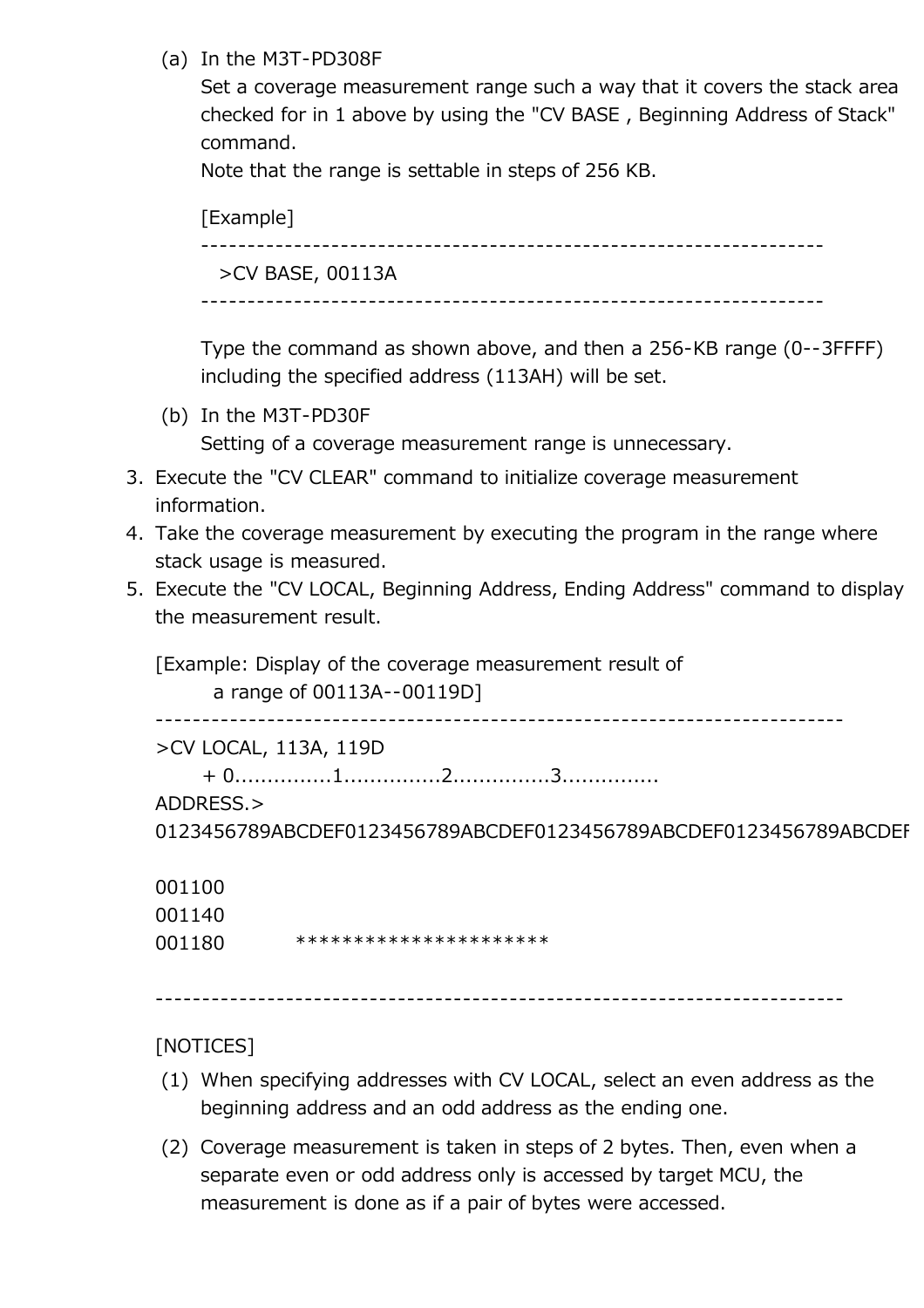(a) In the M3T-PD308F
  Set a coverage measurement range such a way that it covers the stack area checked for in 1 above by using the "CV BASE , Beginning Address of Stack" command.
  Note that the range is settable in steps of 256 KB.

  [Example]

```
------------------------------------------------------------------
  >CV BASE, 00113A
------------------------------------------------------------------
```

  Type the command as shown above, and then a 256-KB range (0--3FFFF) including the specified address (113AH) will be set.

(b) In the M3T-PD30F
  Setting of a coverage measurement range is unnecessary.

3. Execute the "CV CLEAR" command to initialize coverage measurement information.
4. Take the coverage measurement by executing the program in the range where stack usage is measured.
5. Execute the "CV LOCAL, Beginning Address, Ending Address" command to display the measurement result.

   [Example: Display of the coverage measurement result of
   a range of 00113A--00119D]

```
--------------------------------------------------------------------------
>CV LOCAL, 113A, 119D
      + 0...............1...............2...............3...............
ADDRESS.>
0123456789ABCDEF0123456789ABCDEF0123456789ABCDEF0123456789ABCDEF

001100
001140
001180          **********************

--------------------------------------------------------------------------
```

   [NOTICES]

   (1) When specifying addresses with CV LOCAL, select an even address as the beginning address and an odd address as the ending one.

   (2) Coverage measurement is taken in steps of 2 bytes. Then, even when a separate even or odd address only is accessed by target MCU, the measurement is done as if a pair of bytes were accessed.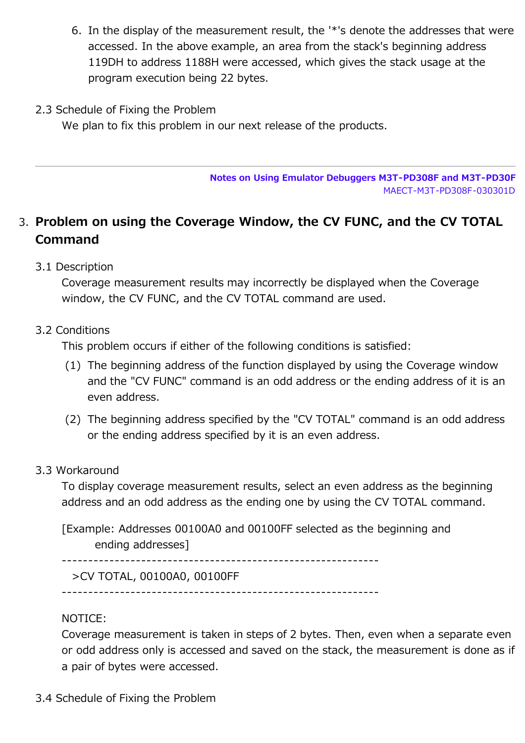6. In the display of the measurement result, the '*'s denote the addresses that were accessed. In the above example, an area from the stack's beginning address 119DH to address 1188H were accessed, which gives the stack usage at the program execution being 22 bytes.

2.3 Schedule of Fixing the Problem

We plan to fix this problem in our next release of the products.

---

**Notes on Using Emulator Debuggers M3T-PD308F and M3T-PD30F**
MAECT-M3T-PD308F-030301D

## 3. Problem on using the Coverage Window, the CV FUNC, and the CV TOTAL Command

3.1 Description

Coverage measurement results may incorrectly be displayed when the Coverage window, the CV FUNC, and the CV TOTAL command are used.

3.2 Conditions

This problem occurs if either of the following conditions is satisfied:

(1) The beginning address of the function displayed by using the Coverage window and the "CV FUNC" command is an odd address or the ending address of it is an even address.

(2) The beginning address specified by the "CV TOTAL" command is an odd address or the ending address specified by it is an even address.

3.3 Workaround

To display coverage measurement results, select an even address as the beginning address and an odd address as the ending one by using the CV TOTAL command.

[Example: Addresses 00100A0 and 00100FF selected as the beginning and ending addresses]

```
>CV TOTAL, 00100A0, 00100FF
```

NOTICE:
Coverage measurement is taken in steps of 2 bytes. Then, even when a separate even or odd address only is accessed and saved on the stack, the measurement is done as if a pair of bytes were accessed.

3.4 Schedule of Fixing the Problem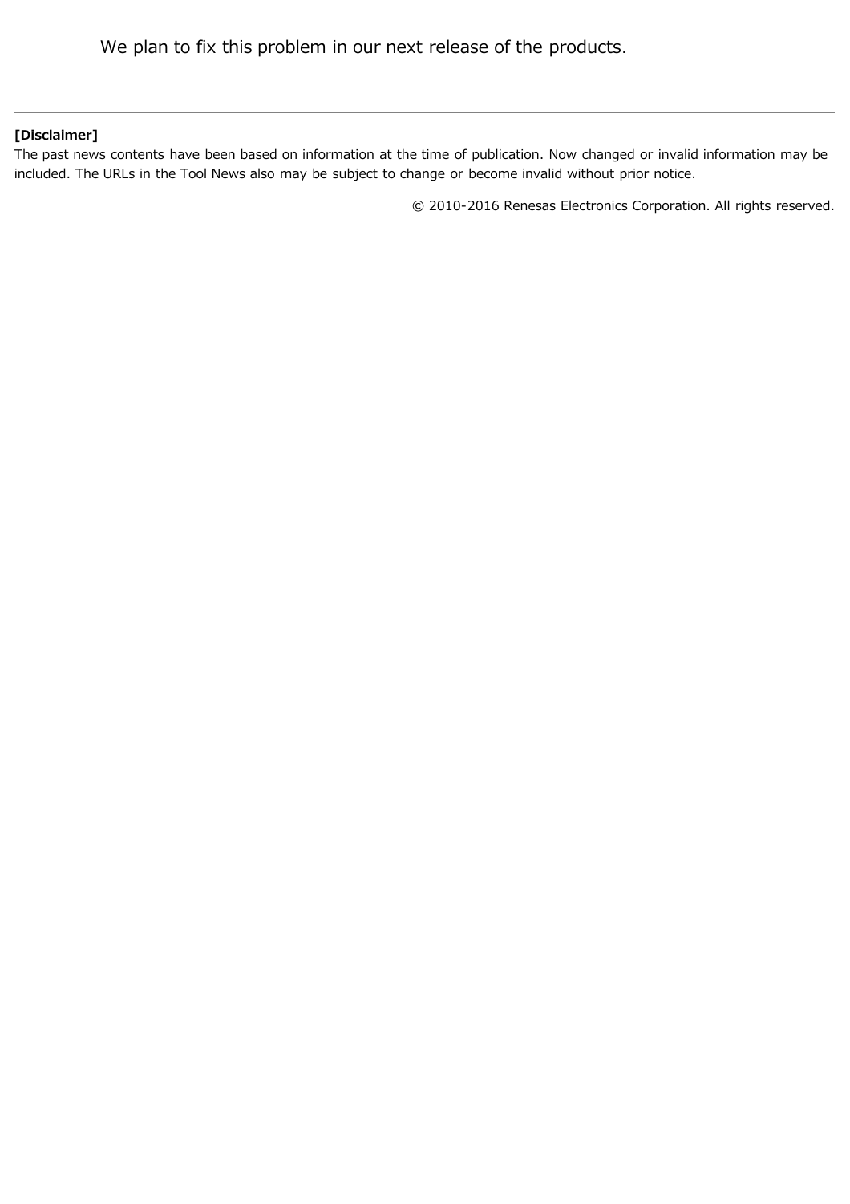We plan to fix this problem in our next release of the products.

---

**[Disclaimer]**

The past news contents have been based on information at the time of publication. Now changed or invalid information may be included. The URLs in the Tool News also may be subject to change or become invalid without prior notice.

© 2010-2016 Renesas Electronics Corporation. All rights reserved.